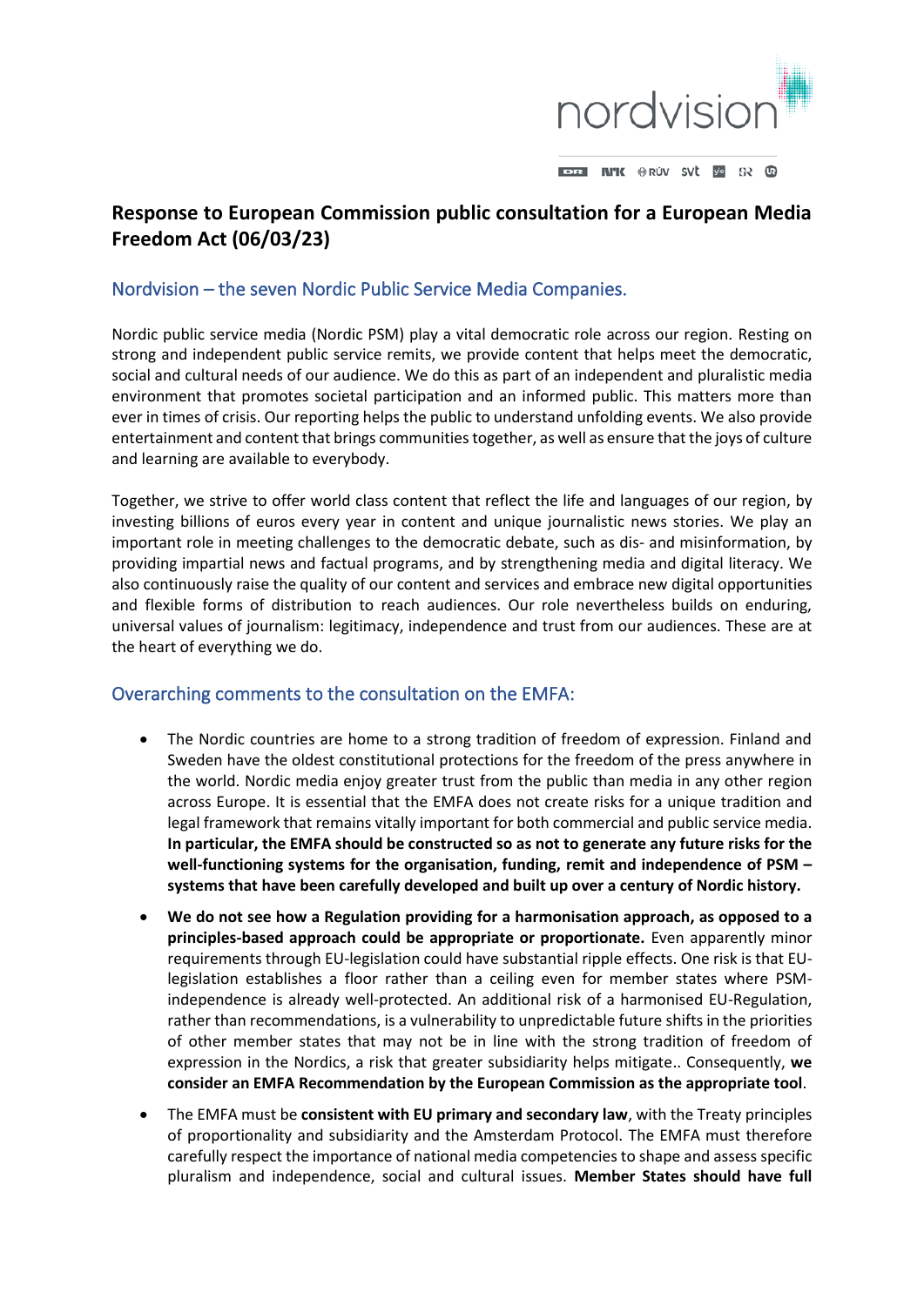# Response to European Commission public consultation for a European Media Freedom Act (06/03/23)

## Nordvision – the seven Nordic Public Service Media Companies.

Nordic public service media (Nordic PSM) play a vital democratic role across our region. Resting on strong and independent public service remits, we provide content that helps meet the democratic, social and cultural needs of our audience. We do this as part of an independent and pluralistic media environment that promotes societal participation and an informed public. This matters more than ever in times of crisis. Our reporting helps the public to understand unfolding events. We also provide entertainment and content that brings communities together, as well as ensure that the joys of culture and learning are available to everybody.

Together, we strive to offer world class content that reflect the life and languages of our region, by investing billions of euros every year in content and unique journalistic news stories. We play an important role in meeting challenges to the democratic debate, such as dis- and misinformation, by providing impartial news and factual programs, and by strengthening media and digital literacy. We also continuously raise the quality of our content and services and embrace new digital opportunities and flexible forms of distribution to reach audiences. Our role nevertheless builds on enduring, universal values of journalism: legitimacy, independence and trust from our audiences. These are at the heart of everything we do.

## Overarching comments to the consultation on the EMFA:

- The Nordic countries are home to a strong tradition of freedom of expression. Finland and Sweden have the oldest constitutional protections for the freedom of the press anywhere in the world. Nordic media enjoy greater trust from the public than media in any other region across Europe. It is essential that the EMFA does not create risks for a unique tradition and legal framework that remains vitally important for both commercial and public service media. **In particular, the EMFA should be constructed so as not to generate any future risks for the well-functioning systems for the organisation, funding, remit and independence of PSM – systems that have been carefully developed and built up over a century of Nordic history.**
- **We do not see how a Regulation providing for a harmonisation approach, as opposed to a principles-based approach could be appropriate or proportionate.** Even apparently minor requirements through EU-legislation could have substantial ripple effects. One risk is that EU-legislation establishes a floor rather than a ceiling even for member states where PSM-independence is already well-protected. An additional risk of a harmonised EU-Regulation, rather than recommendations, is a vulnerability to unpredictable future shifts in the priorities of other member states that may not be in line with the strong tradition of freedom of expression in the Nordics, a risk that greater subsidiarity helps mitigate.. Consequently, **we consider an EMFA Recommendation by the European Commission as the appropriate tool**.
- The EMFA must be **consistent with EU primary and secondary law**, with the Treaty principles of proportionality and subsidiarity and the Amsterdam Protocol. The EMFA must therefore carefully respect the importance of national media competencies to shape and assess specific pluralism and independence, social and cultural issues. **Member States should have full**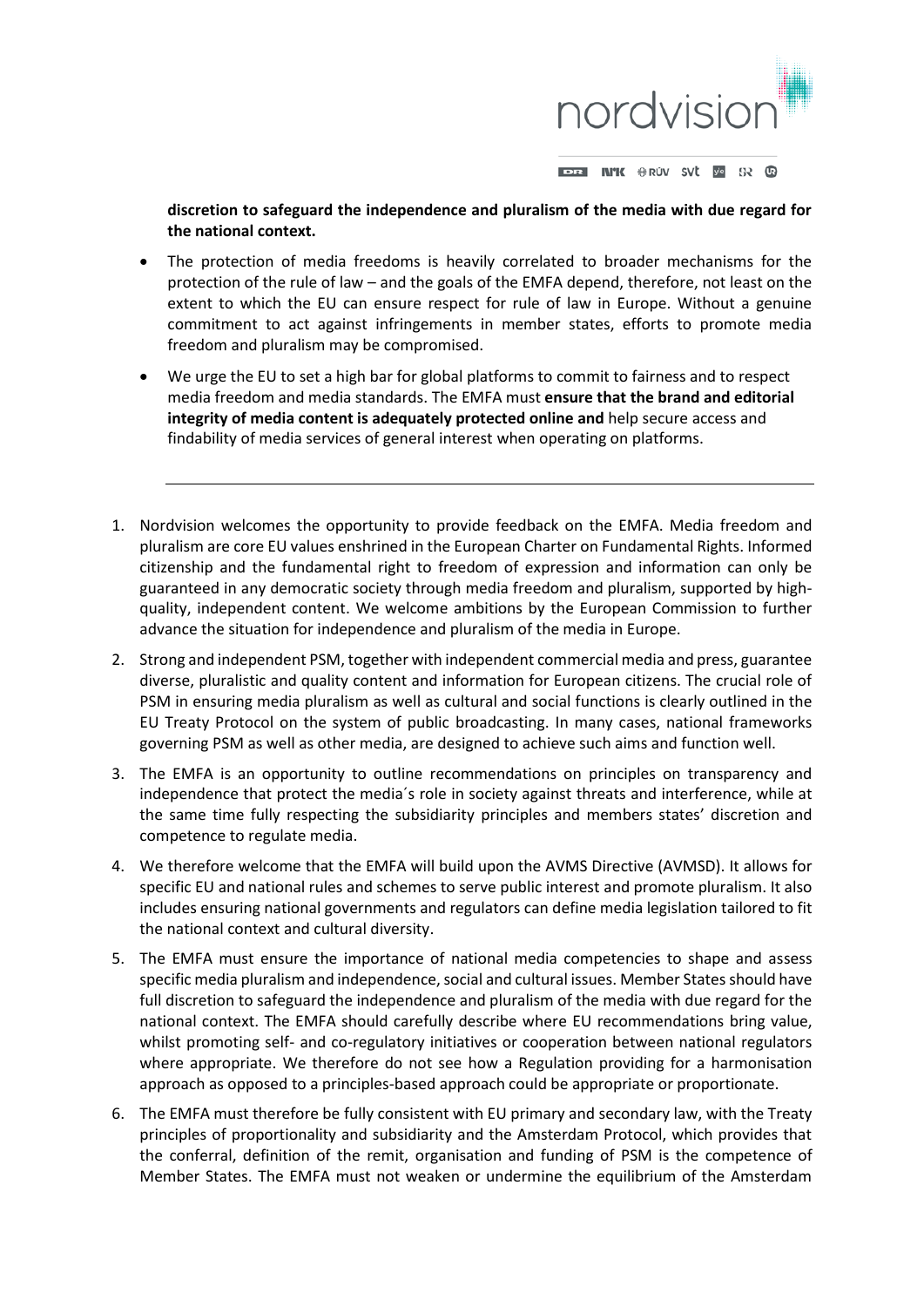**discretion to safeguard the independence and pluralism of the media with due regard for the national context.**

- The protection of media freedoms is heavily correlated to broader mechanisms for the protection of the rule of law – and the goals of the EMFA depend, therefore, not least on the extent to which the EU can ensure respect for rule of law in Europe. Without a genuine commitment to act against infringements in member states, efforts to promote media freedom and pluralism may be compromised.
- We urge the EU to set a high bar for global platforms to commit to fairness and to respect media freedom and media standards. The EMFA must **ensure that the brand and editorial integrity of media content is adequately protected online and** help secure access and findability of media services of general interest when operating on platforms.

---

1. Nordvision welcomes the opportunity to provide feedback on the EMFA. Media freedom and pluralism are core EU values enshrined in the European Charter on Fundamental Rights. Informed citizenship and the fundamental right to freedom of expression and information can only be guaranteed in any democratic society through media freedom and pluralism, supported by high-quality, independent content. We welcome ambitions by the European Commission to further advance the situation for independence and pluralism of the media in Europe.
2. Strong and independent PSM, together with independent commercial media and press, guarantee diverse, pluralistic and quality content and information for European citizens. The crucial role of PSM in ensuring media pluralism as well as cultural and social functions is clearly outlined in the EU Treaty Protocol on the system of public broadcasting. In many cases, national frameworks governing PSM as well as other media, are designed to achieve such aims and function well.
3. The EMFA is an opportunity to outline recommendations on principles on transparency and independence that protect the media´s role in society against threats and interference, while at the same time fully respecting the subsidiarity principles and members states' discretion and competence to regulate media.
4. We therefore welcome that the EMFA will build upon the AVMS Directive (AVMSD). It allows for specific EU and national rules and schemes to serve public interest and promote pluralism. It also includes ensuring national governments and regulators can define media legislation tailored to fit the national context and cultural diversity.
5. The EMFA must ensure the importance of national media competencies to shape and assess specific media pluralism and independence, social and cultural issues. Member States should have full discretion to safeguard the independence and pluralism of the media with due regard for the national context. The EMFA should carefully describe where EU recommendations bring value, whilst promoting self- and co-regulatory initiatives or cooperation between national regulators where appropriate. We therefore do not see how a Regulation providing for a harmonisation approach as opposed to a principles-based approach could be appropriate or proportionate.
6. The EMFA must therefore be fully consistent with EU primary and secondary law, with the Treaty principles of proportionality and subsidiarity and the Amsterdam Protocol, which provides that the conferral, definition of the remit, organisation and funding of PSM is the competence of Member States. The EMFA must not weaken or undermine the equilibrium of the Amsterdam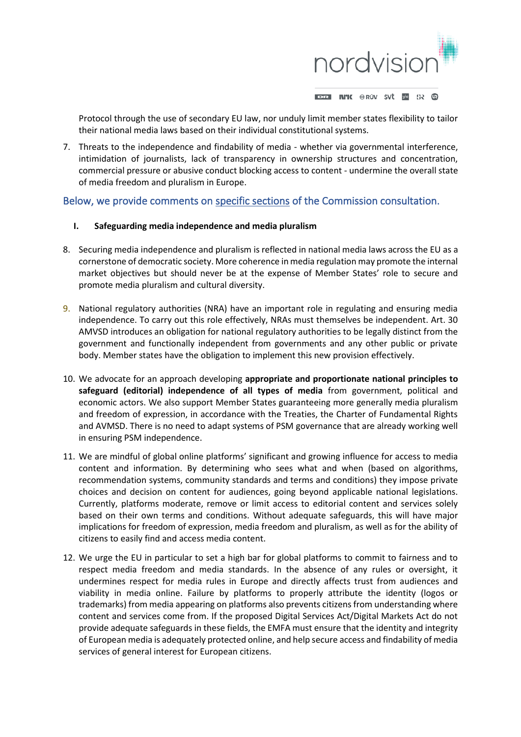Protocol through the use of secondary EU law, nor unduly limit member states flexibility to tailor their national media laws based on their individual constitutional systems.

7. Threats to the independence and findability of media - whether via governmental interference, intimidation of journalists, lack of transparency in ownership structures and concentration, commercial pressure or abusive conduct blocking access to content - undermine the overall state of media freedom and pluralism in Europe.

## Below, we provide comments on specific sections of the Commission consultation.

### I. Safeguarding media independence and media pluralism

8. Securing media independence and pluralism is reflected in national media laws across the EU as a cornerstone of democratic society. More coherence in media regulation may promote the internal market objectives but should never be at the expense of Member States' role to secure and promote media pluralism and cultural diversity.

9. National regulatory authorities (NRA) have an important role in regulating and ensuring media independence. To carry out this role effectively, NRAs must themselves be independent. Art. 30 AMVSD introduces an obligation for national regulatory authorities to be legally distinct from the government and functionally independent from governments and any other public or private body. Member states have the obligation to implement this new provision effectively.

10. We advocate for an approach developing **appropriate and proportionate national principles to safeguard (editorial) independence of all types of media** from government, political and economic actors. We also support Member States guaranteeing more generally media pluralism and freedom of expression, in accordance with the Treaties, the Charter of Fundamental Rights and AVMSD. There is no need to adapt systems of PSM governance that are already working well in ensuring PSM independence.

11. We are mindful of global online platforms' significant and growing influence for access to media content and information. By determining who sees what and when (based on algorithms, recommendation systems, community standards and terms and conditions) they impose private choices and decision on content for audiences, going beyond applicable national legislations. Currently, platforms moderate, remove or limit access to editorial content and services solely based on their own terms and conditions. Without adequate safeguards, this will have major implications for freedom of expression, media freedom and pluralism, as well as for the ability of citizens to easily find and access media content.

12. We urge the EU in particular to set a high bar for global platforms to commit to fairness and to respect media freedom and media standards. In the absence of any rules or oversight, it undermines respect for media rules in Europe and directly affects trust from audiences and viability in media online. Failure by platforms to properly attribute the identity (logos or trademarks) from media appearing on platforms also prevents citizens from understanding where content and services come from. If the proposed Digital Services Act/Digital Markets Act do not provide adequate safeguards in these fields, the EMFA must ensure that the identity and integrity of European media is adequately protected online, and help secure access and findability of media services of general interest for European citizens.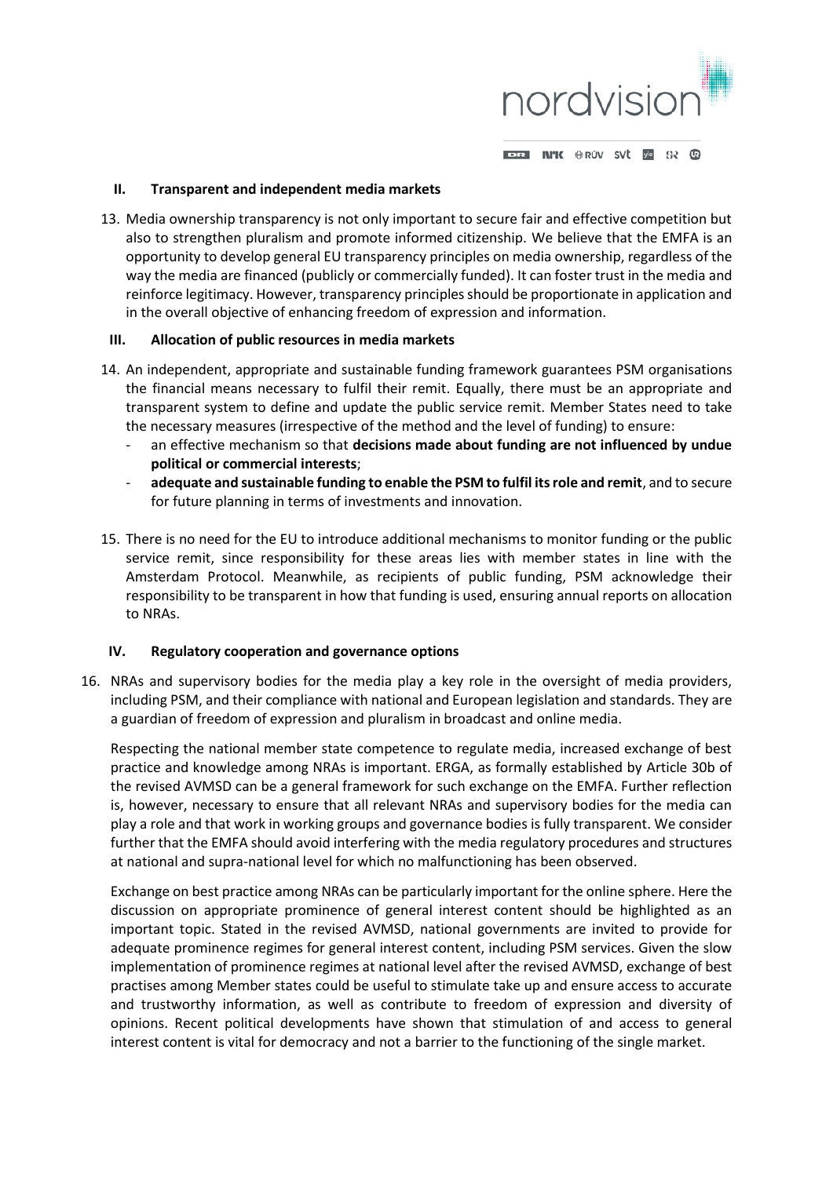## II. Transparent and independent media markets

13. Media ownership transparency is not only important to secure fair and effective competition but also to strengthen pluralism and promote informed citizenship. We believe that the EMFA is an opportunity to develop general EU transparency principles on media ownership, regardless of the way the media are financed (publicly or commercially funded). It can foster trust in the media and reinforce legitimacy. However, transparency principles should be proportionate in application and in the overall objective of enhancing freedom of expression and information.

## III. Allocation of public resources in media markets

14. An independent, appropriate and sustainable funding framework guarantees PSM organisations the financial means necessary to fulfil their remit. Equally, there must be an appropriate and transparent system to define and update the public service remit. Member States need to take the necessary measures (irrespective of the method and the level of funding) to ensure:
    - an effective mechanism so that **decisions made about funding are not influenced by undue political or commercial interests**;
    - **adequate and sustainable funding to enable the PSM to fulfil its role and remit**, and to secure for future planning in terms of investments and innovation.

15. There is no need for the EU to introduce additional mechanisms to monitor funding or the public service remit, since responsibility for these areas lies with member states in line with the Amsterdam Protocol. Meanwhile, as recipients of public funding, PSM acknowledge their responsibility to be transparent in how that funding is used, ensuring annual reports on allocation to NRAs.

## IV. Regulatory cooperation and governance options

16. NRAs and supervisory bodies for the media play a key role in the oversight of media providers, including PSM, and their compliance with national and European legislation and standards. They are a guardian of freedom of expression and pluralism in broadcast and online media.

    Respecting the national member state competence to regulate media, increased exchange of best practice and knowledge among NRAs is important. ERGA, as formally established by Article 30b of the revised AVMSD can be a general framework for such exchange on the EMFA. Further reflection is, however, necessary to ensure that all relevant NRAs and supervisory bodies for the media can play a role and that work in working groups and governance bodies is fully transparent. We consider further that the EMFA should avoid interfering with the media regulatory procedures and structures at national and supra-national level for which no malfunctioning has been observed.

    Exchange on best practice among NRAs can be particularly important for the online sphere. Here the discussion on appropriate prominence of general interest content should be highlighted as an important topic. Stated in the revised AVMSD, national governments are invited to provide for adequate prominence regimes for general interest content, including PSM services. Given the slow implementation of prominence regimes at national level after the revised AVMSD, exchange of best practises among Member states could be useful to stimulate take up and ensure access to accurate and trustworthy information, as well as contribute to freedom of expression and diversity of opinions. Recent political developments have shown that stimulation of and access to general interest content is vital for democracy and not a barrier to the functioning of the single market.